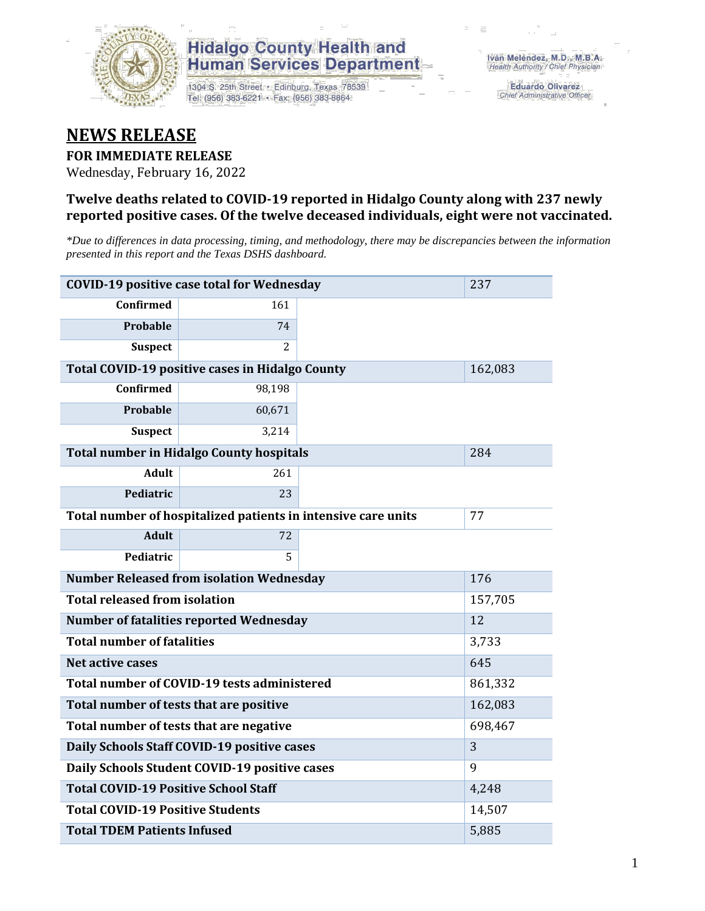Hidalgo County Health and Human Services Department

1304 S. 25th Street • Edinburg, Texas 78539
Tel: (956) 383-6221 • Fax: (956) 383-8864

Iván Meléndez, M.D., M.B.A.
Health Authority / Chief Physician

Eduardo Olivarez
Chief Administrative Officer

# NEWS RELEASE

**FOR IMMEDIATE RELEASE**

Wednesday, February 16, 2022

### Twelve deaths related to COVID-19 reported in Hidalgo County along with 237 newly reported positive cases. Of the twelve deceased individuals, eight were not vaccinated.

*\*Due to differences in data processing, timing, and methodology, there may be discrepancies between the information presented in this report and the Texas DSHS dashboard.*

| **COVID-19 positive case total for Wednesday** | | 237 |
|---|---|---|
| **Confirmed** | 161 | |
| **Probable** | 74 | |
| **Suspect** | 2 | |
| **Total COVID-19 positive cases in Hidalgo County** | | 162,083 |
| **Confirmed** | 98,198 | |
| **Probable** | 60,671 | |
| **Suspect** | 3,214 | |
| **Total number in Hidalgo County hospitals** | | 284 |
| **Adult** | 261 | |
| **Pediatric** | 23 | |
| **Total number of hospitalized patients in intensive care units** | | 77 |
| **Adult** | 72 | |
| **Pediatric** | 5 | |
| **Number Released from isolation Wednesday** | | 176 |
| **Total released from isolation** | | 157,705 |
| **Number of fatalities reported Wednesday** | | 12 |
| **Total number of fatalities** | | 3,733 |
| **Net active cases** | | 645 |
| **Total number of COVID-19 tests administered** | | 861,332 |
| **Total number of tests that are positive** | | 162,083 |
| **Total number of tests that are negative** | | 698,467 |
| **Daily Schools Staff COVID-19 positive cases** | | 3 |
| **Daily Schools Student COVID-19 positive cases** | | 9 |
| **Total COVID-19 Positive School Staff** | | 4,248 |
| **Total COVID-19 Positive Students** | | 14,507 |
| **Total TDEM Patients Infused** | | 5,885 |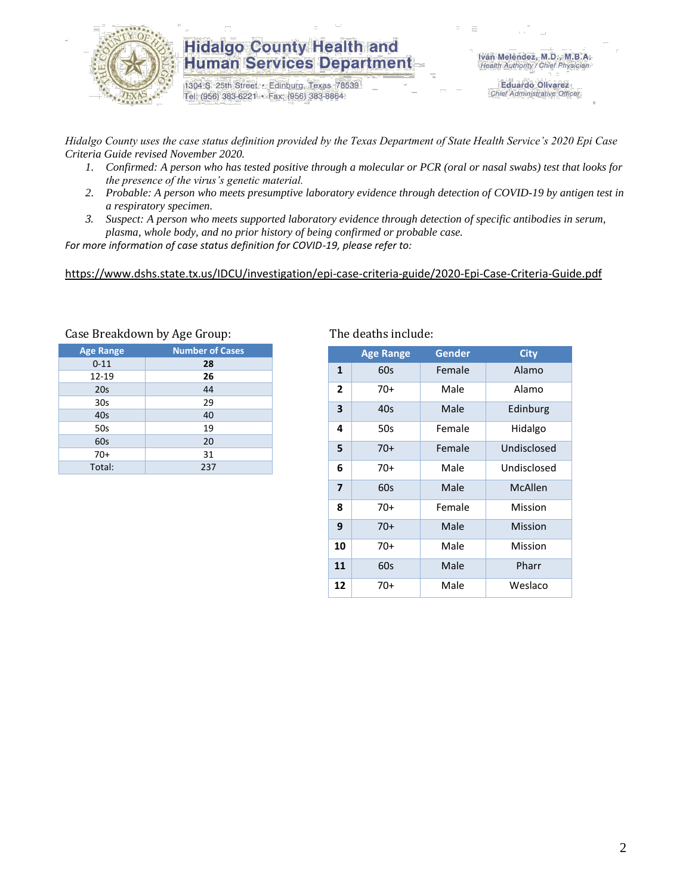Hidalgo County Health and Human Services Department

1304 S. 25th Street • Edinburg, Texas 78539
Tel: (956) 383-6221 • Fax: (956) 383-8864

Iván Meléndez, M.D., M.B.A.
*Health Authority / Chief Physician*

Eduardo Olivarez
*Chief Administrative Officer*

*Hidalgo County uses the case status definition provided by the Texas Department of State Health Service's 2020 Epi Case Criteria Guide revised November 2020.*

1. *Confirmed: A person who has tested positive through a molecular or PCR (oral or nasal swabs) test that looks for the presence of the virus's genetic material.*
2. *Probable: A person who meets presumptive laboratory evidence through detection of COVID-19 by antigen test in a respiratory specimen.*
3. *Suspect: A person who meets supported laboratory evidence through detection of specific antibodies in serum, plasma, whole body, and no prior history of being confirmed or probable case.*

*For more information of case status definition for COVID-19, please refer to:*

https://www.dshs.state.tx.us/IDCU/investigation/epi-case-criteria-guide/2020-Epi-Case-Criteria-Guide.pdf

Case Breakdown by Age Group:

| Age Range | Number of Cases |
|---|---|
| 0-11 | **28** |
| 12-19 | **26** |
| 20s | 44 |
| 30s | 29 |
| 40s | 40 |
| 50s | 19 |
| 60s | 20 |
| 70+ | 31 |
| Total: | 237 |

The deaths include:

| | Age Range | Gender | City |
|---|---|---|---|
| **1** | 60s | Female | Alamo |
| **2** | 70+ | Male | Alamo |
| **3** | 40s | Male | Edinburg |
| **4** | 50s | Female | Hidalgo |
| **5** | 70+ | Female | Undisclosed |
| **6** | 70+ | Male | Undisclosed |
| **7** | 60s | Male | McAllen |
| **8** | 70+ | Female | Mission |
| **9** | 70+ | Male | Mission |
| **10** | 70+ | Male | Mission |
| **11** | 60s | Male | Pharr |
| **12** | 70+ | Male | Weslaco |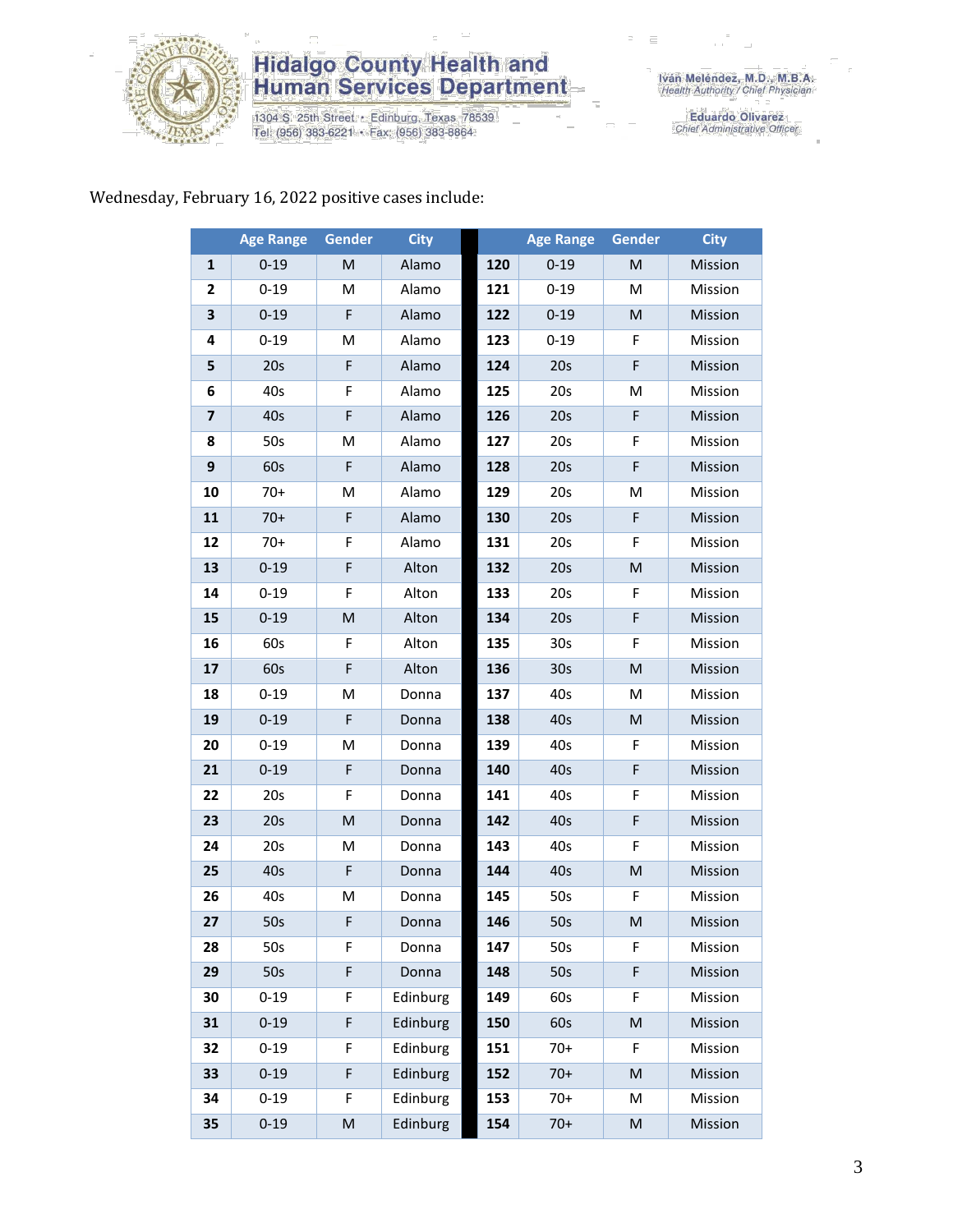# Hidalgo County Health and Human Services Department

1304 S. 25th Street • Edinburg, Texas 78539
Tel: (956) 383-6221 • Fax: (956) 383-8864

Iván Meléndez, M.D., M.B.A.
*Health Authority / Chief Physician*

Eduardo Olivarez
*Chief Administrative Officer*

Wednesday, February 16, 2022 positive cases include:

| | Age Range | Gender | City | | Age Range | Gender | City |
|---|---|---|---|---|---|---|---|
| 1 | 0-19 | M | Alamo | 120 | 0-19 | M | Mission |
| 2 | 0-19 | M | Alamo | 121 | 0-19 | M | Mission |
| 3 | 0-19 | F | Alamo | 122 | 0-19 | M | Mission |
| 4 | 0-19 | M | Alamo | 123 | 0-19 | F | Mission |
| 5 | 20s | F | Alamo | 124 | 20s | F | Mission |
| 6 | 40s | F | Alamo | 125 | 20s | M | Mission |
| 7 | 40s | F | Alamo | 126 | 20s | F | Mission |
| 8 | 50s | M | Alamo | 127 | 20s | F | Mission |
| 9 | 60s | F | Alamo | 128 | 20s | F | Mission |
| 10 | 70+ | M | Alamo | 129 | 20s | M | Mission |
| 11 | 70+ | F | Alamo | 130 | 20s | F | Mission |
| 12 | 70+ | F | Alamo | 131 | 20s | F | Mission |
| 13 | 0-19 | F | Alton | 132 | 20s | M | Mission |
| 14 | 0-19 | F | Alton | 133 | 20s | F | Mission |
| 15 | 0-19 | M | Alton | 134 | 20s | F | Mission |
| 16 | 60s | F | Alton | 135 | 30s | F | Mission |
| 17 | 60s | F | Alton | 136 | 30s | M | Mission |
| 18 | 0-19 | M | Donna | 137 | 40s | M | Mission |
| 19 | 0-19 | F | Donna | 138 | 40s | M | Mission |
| 20 | 0-19 | M | Donna | 139 | 40s | F | Mission |
| 21 | 0-19 | F | Donna | 140 | 40s | F | Mission |
| 22 | 20s | F | Donna | 141 | 40s | F | Mission |
| 23 | 20s | M | Donna | 142 | 40s | F | Mission |
| 24 | 20s | M | Donna | 143 | 40s | F | Mission |
| 25 | 40s | F | Donna | 144 | 40s | M | Mission |
| 26 | 40s | M | Donna | 145 | 50s | F | Mission |
| 27 | 50s | F | Donna | 146 | 50s | M | Mission |
| 28 | 50s | F | Donna | 147 | 50s | F | Mission |
| 29 | 50s | F | Donna | 148 | 50s | F | Mission |
| 30 | 0-19 | F | Edinburg | 149 | 60s | F | Mission |
| 31 | 0-19 | F | Edinburg | 150 | 60s | M | Mission |
| 32 | 0-19 | F | Edinburg | 151 | 70+ | F | Mission |
| 33 | 0-19 | F | Edinburg | 152 | 70+ | M | Mission |
| 34 | 0-19 | F | Edinburg | 153 | 70+ | M | Mission |
| 35 | 0-19 | M | Edinburg | 154 | 70+ | M | Mission |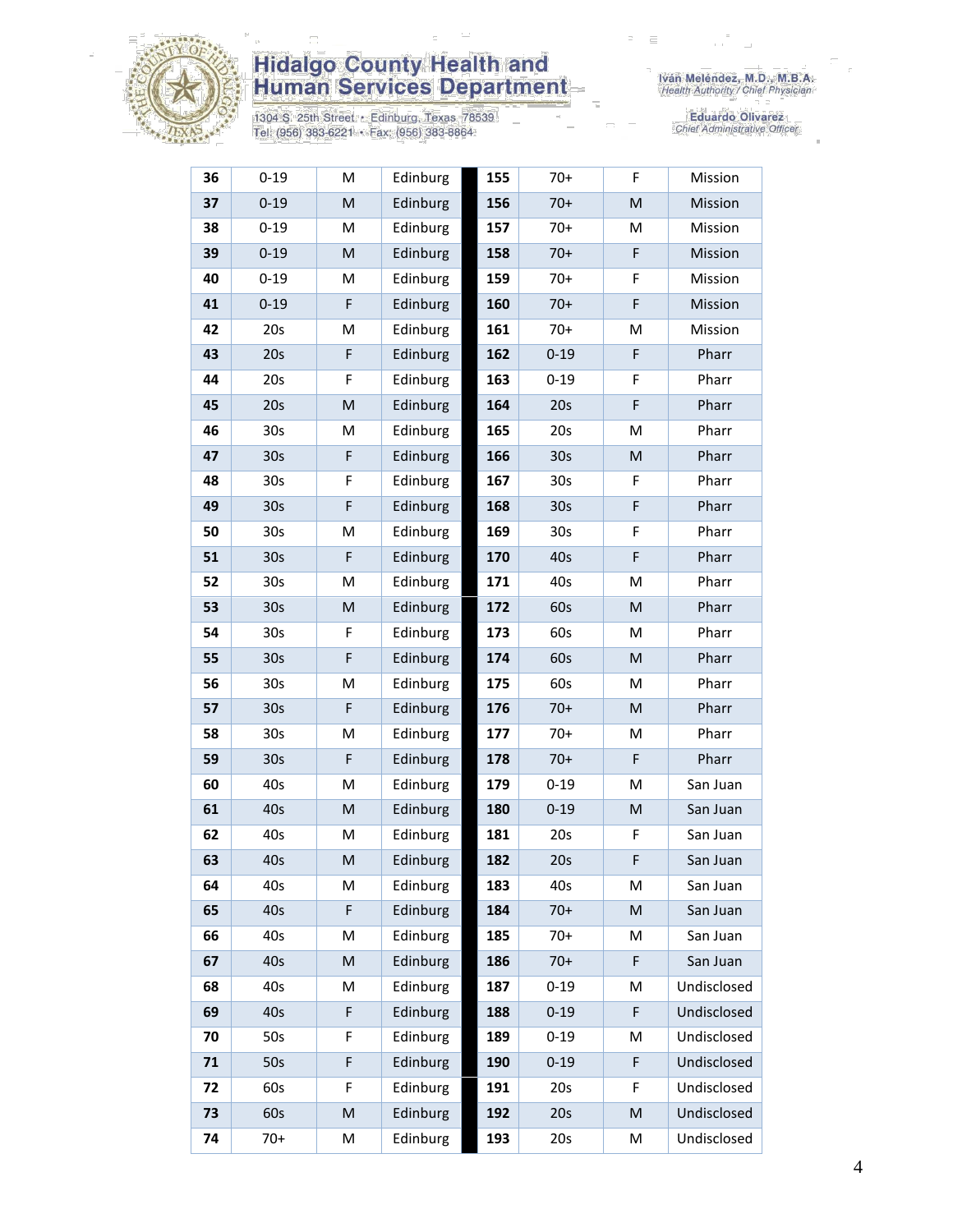| 36 | 0-19 | M | Edinburg | | 155 | 70+ | F | Mission |
|---|---|---|---|---|---|---|---|---|
| 37 | 0-19 | M | Edinburg | | 156 | 70+ | M | Mission |
| 38 | 0-19 | M | Edinburg | | 157 | 70+ | M | Mission |
| 39 | 0-19 | M | Edinburg | | 158 | 70+ | F | Mission |
| 40 | 0-19 | M | Edinburg | | 159 | 70+ | F | Mission |
| 41 | 0-19 | F | Edinburg | | 160 | 70+ | F | Mission |
| 42 | 20s | M | Edinburg | | 161 | 70+ | M | Mission |
| 43 | 20s | F | Edinburg | | 162 | 0-19 | F | Pharr |
| 44 | 20s | F | Edinburg | | 163 | 0-19 | F | Pharr |
| 45 | 20s | M | Edinburg | | 164 | 20s | F | Pharr |
| 46 | 30s | M | Edinburg | | 165 | 20s | M | Pharr |
| 47 | 30s | F | Edinburg | | 166 | 30s | M | Pharr |
| 48 | 30s | F | Edinburg | | 167 | 30s | F | Pharr |
| 49 | 30s | F | Edinburg | | 168 | 30s | F | Pharr |
| 50 | 30s | M | Edinburg | | 169 | 30s | F | Pharr |
| 51 | 30s | F | Edinburg | | 170 | 40s | F | Pharr |
| 52 | 30s | M | Edinburg | | 171 | 40s | M | Pharr |
| 53 | 30s | M | Edinburg | | 172 | 60s | M | Pharr |
| 54 | 30s | F | Edinburg | | 173 | 60s | M | Pharr |
| 55 | 30s | F | Edinburg | | 174 | 60s | M | Pharr |
| 56 | 30s | M | Edinburg | | 175 | 60s | M | Pharr |
| 57 | 30s | F | Edinburg | | 176 | 70+ | M | Pharr |
| 58 | 30s | M | Edinburg | | 177 | 70+ | M | Pharr |
| 59 | 30s | F | Edinburg | | 178 | 70+ | F | Pharr |
| 60 | 40s | M | Edinburg | | 179 | 0-19 | M | San Juan |
| 61 | 40s | M | Edinburg | | 180 | 0-19 | M | San Juan |
| 62 | 40s | M | Edinburg | | 181 | 20s | F | San Juan |
| 63 | 40s | M | Edinburg | | 182 | 20s | F | San Juan |
| 64 | 40s | M | Edinburg | | 183 | 40s | M | San Juan |
| 65 | 40s | F | Edinburg | | 184 | 70+ | M | San Juan |
| 66 | 40s | M | Edinburg | | 185 | 70+ | M | San Juan |
| 67 | 40s | M | Edinburg | | 186 | 70+ | F | San Juan |
| 68 | 40s | M | Edinburg | | 187 | 0-19 | M | Undisclosed |
| 69 | 40s | F | Edinburg | | 188 | 0-19 | F | Undisclosed |
| 70 | 50s | F | Edinburg | | 189 | 0-19 | M | Undisclosed |
| 71 | 50s | F | Edinburg | | 190 | 0-19 | F | Undisclosed |
| 72 | 60s | F | Edinburg | | 191 | 20s | F | Undisclosed |
| 73 | 60s | M | Edinburg | | 192 | 20s | M | Undisclosed |
| 74 | 70+ | M | Edinburg | | 193 | 20s | M | Undisclosed |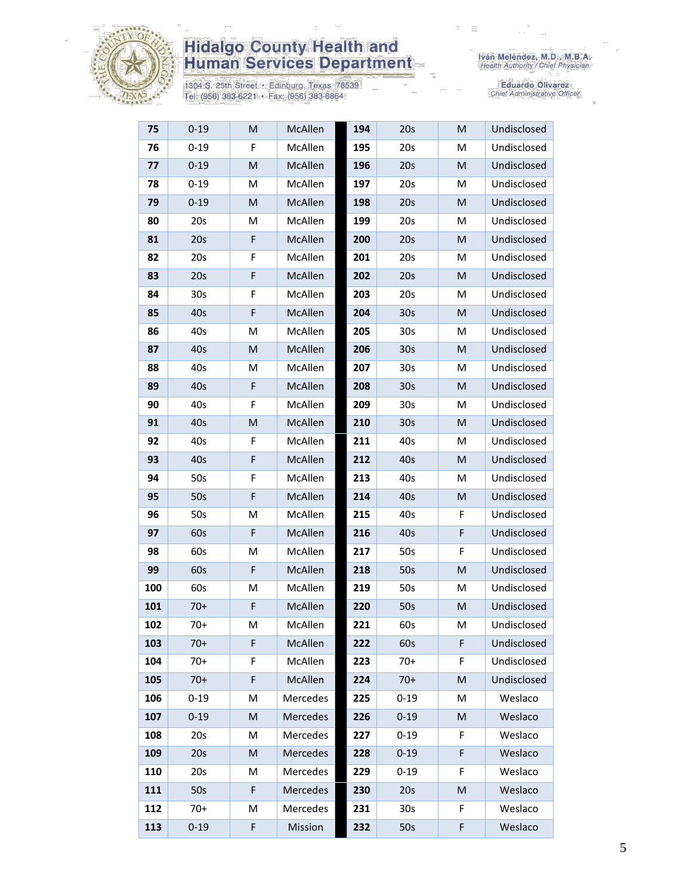# Hidalgo County Health and Human Services Department

1304 S. 25th Street • Edinburg, Texas 78539
Tel: (956) 383-6221 • Fax: (956) 383-8864

Iván Meléndez, M.D., M.B.A.
*Health Authority / Chief Physician*

Eduardo Olivarez
*Chief Administrative Officer*

| | | | | | | | |
|---|---|---|---|---|---|---|---|
| **75** | 0-19 | M | McAllen | **194** | 20s | M | Undisclosed |
| **76** | 0-19 | F | McAllen | **195** | 20s | M | Undisclosed |
| **77** | 0-19 | M | McAllen | **196** | 20s | M | Undisclosed |
| **78** | 0-19 | M | McAllen | **197** | 20s | M | Undisclosed |
| **79** | 0-19 | M | McAllen | **198** | 20s | M | Undisclosed |
| **80** | 20s | M | McAllen | **199** | 20s | M | Undisclosed |
| **81** | 20s | F | McAllen | **200** | 20s | M | Undisclosed |
| **82** | 20s | F | McAllen | **201** | 20s | M | Undisclosed |
| **83** | 20s | F | McAllen | **202** | 20s | M | Undisclosed |
| **84** | 30s | F | McAllen | **203** | 20s | M | Undisclosed |
| **85** | 40s | F | McAllen | **204** | 30s | M | Undisclosed |
| **86** | 40s | M | McAllen | **205** | 30s | M | Undisclosed |
| **87** | 40s | M | McAllen | **206** | 30s | M | Undisclosed |
| **88** | 40s | M | McAllen | **207** | 30s | M | Undisclosed |
| **89** | 40s | F | McAllen | **208** | 30s | M | Undisclosed |
| **90** | 40s | F | McAllen | **209** | 30s | M | Undisclosed |
| **91** | 40s | M | McAllen | **210** | 30s | M | Undisclosed |
| **92** | 40s | F | McAllen | **211** | 40s | M | Undisclosed |
| **93** | 40s | F | McAllen | **212** | 40s | M | Undisclosed |
| **94** | 50s | F | McAllen | **213** | 40s | M | Undisclosed |
| **95** | 50s | F | McAllen | **214** | 40s | M | Undisclosed |
| **96** | 50s | M | McAllen | **215** | 40s | F | Undisclosed |
| **97** | 60s | F | McAllen | **216** | 40s | F | Undisclosed |
| **98** | 60s | M | McAllen | **217** | 50s | F | Undisclosed |
| **99** | 60s | F | McAllen | **218** | 50s | M | Undisclosed |
| **100** | 60s | M | McAllen | **219** | 50s | M | Undisclosed |
| **101** | 70+ | F | McAllen | **220** | 50s | M | Undisclosed |
| **102** | 70+ | M | McAllen | **221** | 60s | M | Undisclosed |
| **103** | 70+ | F | McAllen | **222** | 60s | F | Undisclosed |
| **104** | 70+ | F | McAllen | **223** | 70+ | F | Undisclosed |
| **105** | 70+ | F | McAllen | **224** | 70+ | M | Undisclosed |
| **106** | 0-19 | M | Mercedes | **225** | 0-19 | M | Weslaco |
| **107** | 0-19 | M | Mercedes | **226** | 0-19 | M | Weslaco |
| **108** | 20s | M | Mercedes | **227** | 0-19 | F | Weslaco |
| **109** | 20s | M | Mercedes | **228** | 0-19 | F | Weslaco |
| **110** | 20s | M | Mercedes | **229** | 0-19 | F | Weslaco |
| **111** | 50s | F | Mercedes | **230** | 20s | M | Weslaco |
| **112** | 70+ | M | Mercedes | **231** | 30s | F | Weslaco |
| **113** | 0-19 | F | Mission | **232** | 50s | F | Weslaco |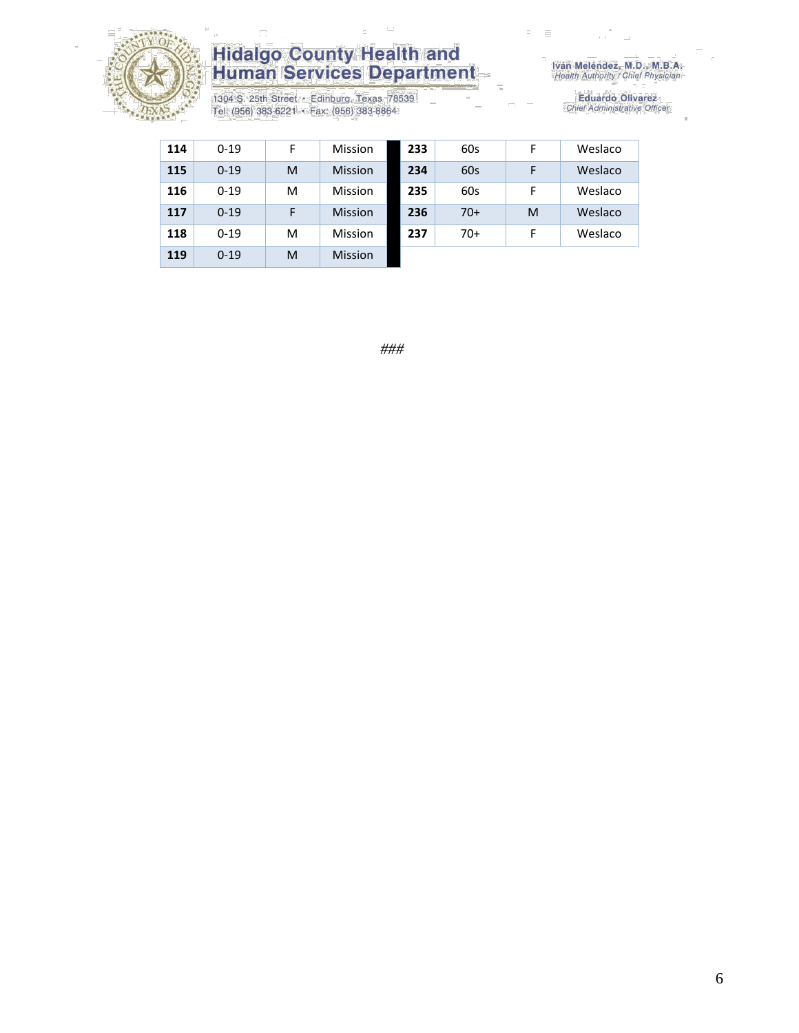| | | | | | | | |
|---|---|---|---|---|---|---|---|
| **114** | 0-19 | F | Mission | **233** | 60s | F | Weslaco |
| **115** | 0-19 | M | Mission | **234** | 60s | F | Weslaco |
| **116** | 0-19 | M | Mission | **235** | 60s | F | Weslaco |
| **117** | 0-19 | F | Mission | **236** | 70+ | M | Weslaco |
| **118** | 0-19 | M | Mission | **237** | 70+ | F | Weslaco |
| **119** | 0-19 | M | Mission | | | | |

*###*